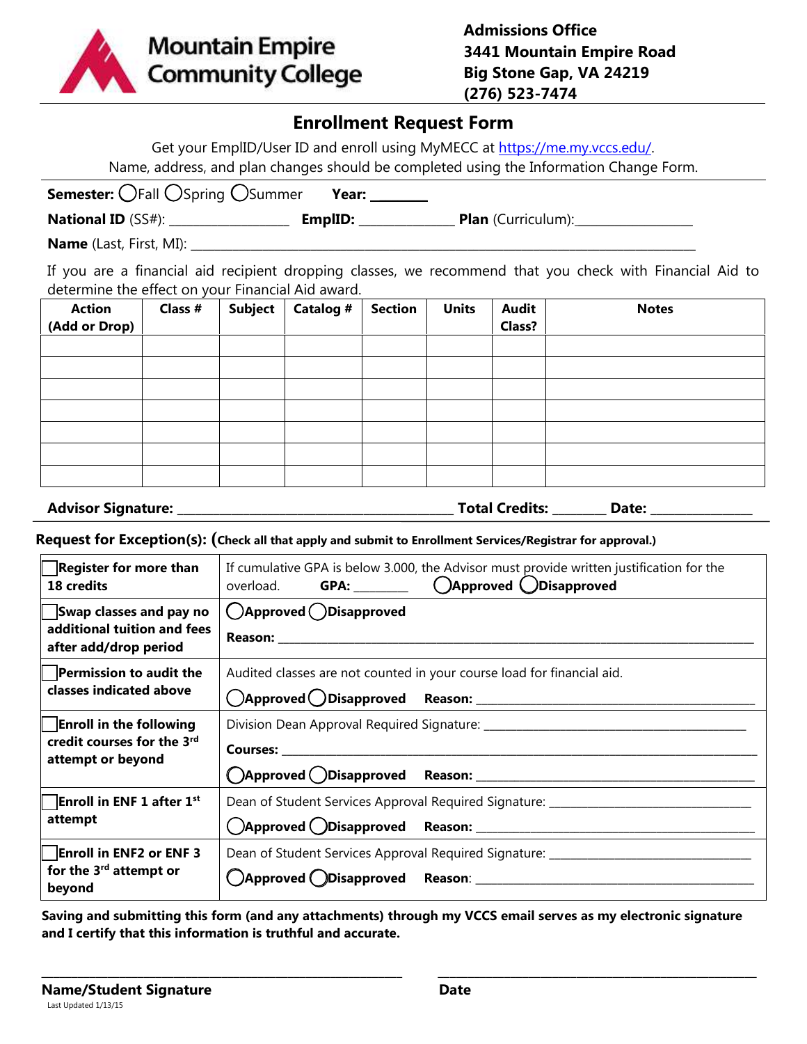Mountain Empire Community College

**Admissions Office**
**3441 Mountain Empire Road**
**Big Stone Gap, VA 24219**
**(276) 523-7474**

# Enrollment Request Form

Get your EmplID/User ID and enroll using MyMECC at https://me.my.vccs.edu/.
Name, address, and plan changes should be completed using the Information Change Form.

**Semester:** ◯Fall ◯Spring ◯Summer **Year:** ________

**National ID** (SS#): __________________ **EmplID:** ______________ **Plan** (Curriculum):_________________

**Name** (Last, First, MI): ________________________________________________________________________________

If you are a financial aid recipient dropping classes, we recommend that you check with Financial Aid to determine the effect on your Financial Aid award.

| Action (Add or Drop) | Class # | Subject | Catalog # | Section | Units | Audit Class? | Notes |
|---|---|---|---|---|---|---|---|
| | | | | | | | |
| | | | | | | | |
| | | | | | | | |
| | | | | | | | |
| | | | | | | | |
| | | | | | | | |
| | | | | | | | |

**Advisor Signature:** ________________________________________ **Total Credits:** ________ **Date:** _______________

**Request for Exception(s):** (**Check all that apply and submit to Enrollment Services/Registrar for approval.**)

| | |
|---|---|
| ☐ **Register for more than 18 credits** | If cumulative GPA is below 3.000, the Advisor must provide written justification for the overload. **GPA:** ________ ◯**Approved** ◯**Disapproved** |
| ☐ **Swap classes and pay no additional tuition and fees after add/drop period** | ◯**Approved** ◯**Disapproved** **Reason:** ____________________________________________ |
| ☐ **Permission to audit the classes indicated above** | Audited classes are not counted in your course load for financial aid. ◯**Approved** ◯**Disapproved** **Reason:** ____________________________ |
| ☐ **Enroll in the following credit courses for the 3rd attempt or beyond** | Division Dean Approval Required Signature: ____________________________ **Courses:** ____________________________________________ ◯**Approved** ◯**Disapproved** **Reason:** ____________________________ |
| ☐ **Enroll in ENF 1 after 1st attempt** | Dean of Student Services Approval Required Signature: ____________________________ ◯**Approved** ◯**Disapproved** **Reason:** ____________________________ |
| ☐ **Enroll in ENF2 or ENF 3 for the 3rd attempt or beyond** | Dean of Student Services Approval Required Signature: ____________________________ ◯**Approved** ◯**Disapproved** **Reason:** ____________________________ |

**Saving and submitting this form (and any attachments) through my VCCS email serves as my electronic signature and I certify that this information is truthful and accurate.**

_________________________________________________ _________________________________________________

**Name/Student Signature** **Date**

Last Updated 1/13/15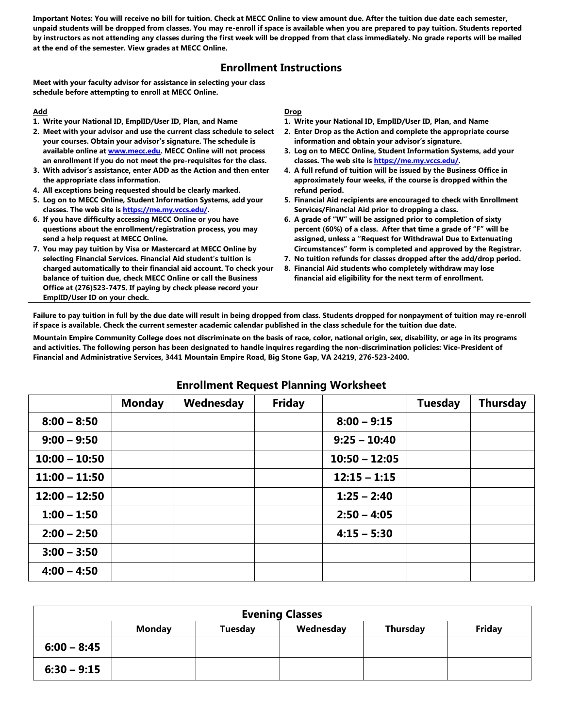**Important Notes: You will receive no bill for tuition. Check at MECC Online to view amount due. After the tuition due date each semester, unpaid students will be dropped from classes. You may re-enroll if space is available when you are prepared to pay tuition. Students reported by instructors as not attending any classes during the first week will be dropped from that class immediately. No grade reports will be mailed at the end of the semester. View grades at MECC Online.**

## Enrollment Instructions

**Meet with your faculty advisor for assistance in selecting your class schedule before attempting to enroll at MECC Online.**

**Add**

1. **Write your National ID, EmplID/User ID, Plan, and Name**
2. **Meet with your advisor and use the current class schedule to select your courses. Obtain your advisor's signature. The schedule is available online at www.mecc.edu. MECC Online will not process an enrollment if you do not meet the pre-requisites for the class.**
3. **With advisor's assistance, enter ADD as the Action and then enter the appropriate class information.**
4. **All exceptions being requested should be clearly marked.**
5. **Log on to MECC Online, Student Information Systems, add your classes. The web site is https://me.my.vccs.edu/.**
6. **If you have difficulty accessing MECC Online or you have questions about the enrollment/registration process, you may send a help request at MECC Online.**
7. **You may pay tuition by Visa or Mastercard at MECC Online by selecting Financial Services. Financial Aid student's tuition is charged automatically to their financial aid account. To check your balance of tuition due, check MECC Online or call the Business Office at (276)523-7475. If paying by check please record your EmplID/User ID on your check.**

**Drop**

1. **Write your National ID, EmplID/User ID, Plan, and Name**
2. **Enter Drop as the Action and complete the appropriate course information and obtain your advisor's signature.**
3. **Log on to MECC Online, Student Information Systems, add your classes. The web site is https://me.my.vccs.edu/.**
4. **A full refund of tuition will be issued by the Business Office in approximately four weeks, if the course is dropped within the refund period.**
5. **Financial Aid recipients are encouraged to check with Enrollment Services/Financial Aid prior to dropping a class.**
6. **A grade of "W" will be assigned prior to completion of sixty percent (60%) of a class. After that time a grade of "F" will be assigned, unless a "Request for Withdrawal Due to Extenuating Circumstances" form is completed and approved by the Registrar.**
7. **No tuition refunds for classes dropped after the add/drop period.**
8. **Financial Aid students who completely withdraw may lose financial aid eligibility for the next term of enrollment.**

**Failure to pay tuition in full by the due date will result in being dropped from class. Students dropped for nonpayment of tuition may re-enroll if space is available. Check the current semester academic calendar published in the class schedule for the tuition due date.**

**Mountain Empire Community College does not discriminate on the basis of race, color, national origin, sex, disability, or age in its programs and activities. The following person has been designated to handle inquires regarding the non-discrimination policies: Vice-President of Financial and Administrative Services, 3441 Mountain Empire Road, Big Stone Gap, VA 24219, 276-523-2400.**

## Enrollment Request Planning Worksheet

| | Monday | Wednesday | Friday | | Tuesday | Thursday |
|---|---|---|---|---|---|---|
| 8:00 – 8:50 | | | | 8:00 – 9:15 | | |
| 9:00 – 9:50 | | | | 9:25 – 10:40 | | |
| 10:00 – 10:50 | | | | 10:50 – 12:05 | | |
| 11:00 – 11:50 | | | | 12:15 – 1:15 | | |
| 12:00 – 12:50 | | | | 1:25 – 2:40 | | |
| 1:00 – 1:50 | | | | 2:50 – 4:05 | | |
| 2:00 – 2:50 | | | | 4:15 – 5:30 | | |
| 3:00 – 3:50 | | | | | | |
| 4:00 – 4:50 | | | | | | |

### Evening Classes

| | Monday | Tuesday | Wednesday | Thursday | Friday |
|---|---|---|---|---|---|
| 6:00 – 8:45 | | | | | |
| 6:30 – 9:15 | | | | | |